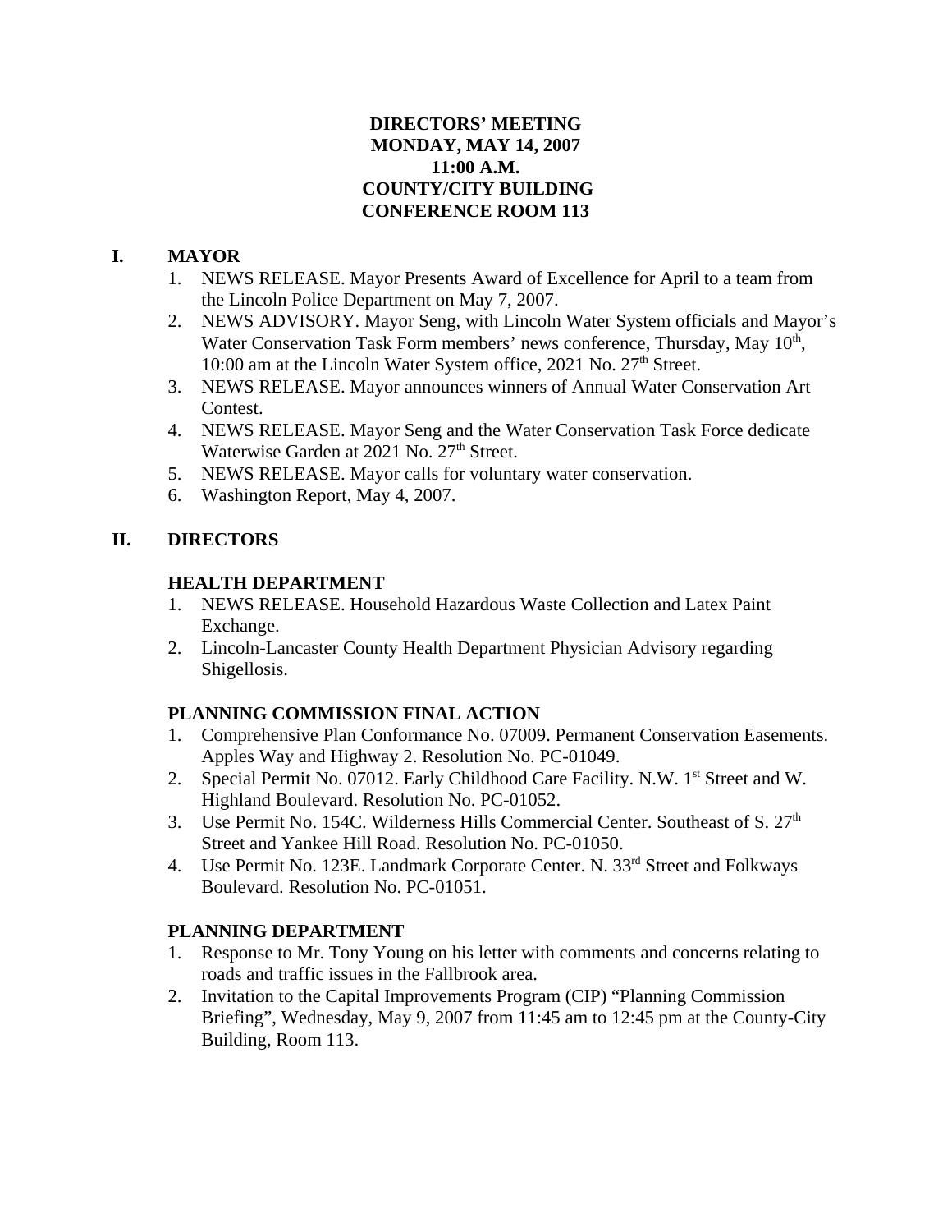**DIRECTORS' MEETING**
**MONDAY, MAY 14, 2007**
**11:00 A.M.**
**COUNTY/CITY BUILDING**
**CONFERENCE ROOM 113**

## I. MAYOR

1. NEWS RELEASE. Mayor Presents Award of Excellence for April to a team from the Lincoln Police Department on May 7, 2007.
2. NEWS ADVISORY. Mayor Seng, with Lincoln Water System officials and Mayor's Water Conservation Task Form members' news conference, Thursday, May 10th, 10:00 am at the Lincoln Water System office, 2021 No. 27th Street.
3. NEWS RELEASE. Mayor announces winners of Annual Water Conservation Art Contest.
4. NEWS RELEASE. Mayor Seng and the Water Conservation Task Force dedicate Waterwise Garden at 2021 No. 27th Street.
5. NEWS RELEASE. Mayor calls for voluntary water conservation.
6. Washington Report, May 4, 2007.

## II. DIRECTORS

### HEALTH DEPARTMENT

1. NEWS RELEASE. Household Hazardous Waste Collection and Latex Paint Exchange.
2. Lincoln-Lancaster County Health Department Physician Advisory regarding Shigellosis.

### PLANNING COMMISSION FINAL ACTION

1. Comprehensive Plan Conformance No. 07009. Permanent Conservation Easements. Apples Way and Highway 2. Resolution No. PC-01049.
2. Special Permit No. 07012. Early Childhood Care Facility. N.W. 1st Street and W. Highland Boulevard. Resolution No. PC-01052.
3. Use Permit No. 154C. Wilderness Hills Commercial Center. Southeast of S. 27th Street and Yankee Hill Road. Resolution No. PC-01050.
4. Use Permit No. 123E. Landmark Corporate Center. N. 33rd Street and Folkways Boulevard. Resolution No. PC-01051.

### PLANNING DEPARTMENT

1. Response to Mr. Tony Young on his letter with comments and concerns relating to roads and traffic issues in the Fallbrook area.
2. Invitation to the Capital Improvements Program (CIP) "Planning Commission Briefing", Wednesday, May 9, 2007 from 11:45 am to 12:45 pm at the County-City Building, Room 113.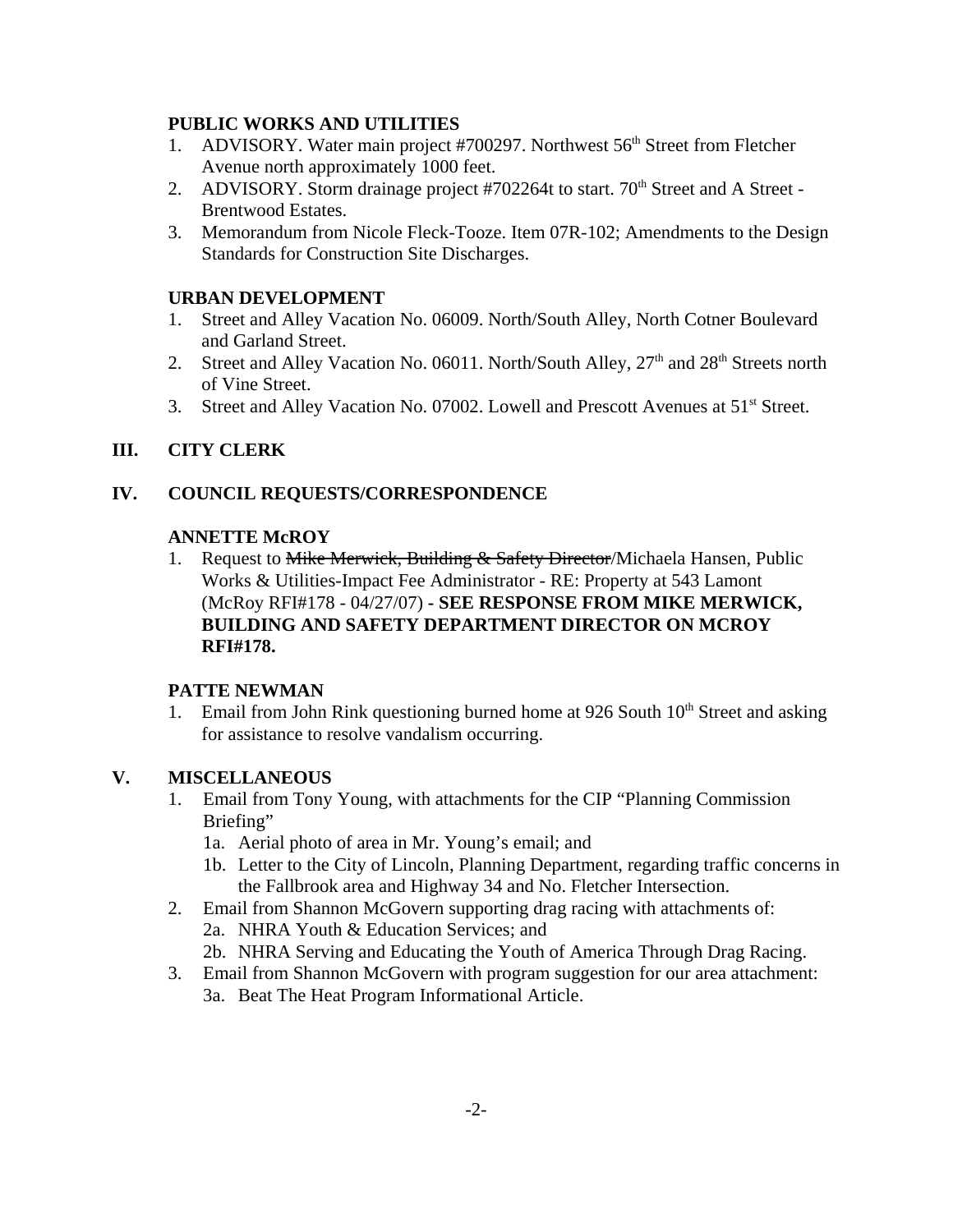**PUBLIC WORKS AND UTILITIES**

1. ADVISORY. Water main project #700297. Northwest 56th Street from Fletcher Avenue north approximately 1000 feet.
2. ADVISORY. Storm drainage project #702264t to start. 70th Street and A Street - Brentwood Estates.
3. Memorandum from Nicole Fleck-Tooze. Item 07R-102; Amendments to the Design Standards for Construction Site Discharges.

**URBAN DEVELOPMENT**

1. Street and Alley Vacation No. 06009. North/South Alley, North Cotner Boulevard and Garland Street.
2. Street and Alley Vacation No. 06011. North/South Alley, 27th and 28th Streets north of Vine Street.
3. Street and Alley Vacation No. 07002. Lowell and Prescott Avenues at 51st Street.

## III. CITY CLERK

## IV. COUNCIL REQUESTS/CORRESPONDENCE

**ANNETTE McROY**

1. Request to ~~Mike Merwick, Building & Safety Director~~/Michaela Hansen, Public Works & Utilities-Impact Fee Administrator - RE: Property at 543 Lamont (McRoy RFI#178 - 04/27/07) **- SEE RESPONSE FROM MIKE MERWICK, BUILDING AND SAFETY DEPARTMENT DIRECTOR ON MCROY RFI#178.**

**PATTE NEWMAN**

1. Email from John Rink questioning burned home at 926 South 10th Street and asking for assistance to resolve vandalism occurring.

## V. MISCELLANEOUS

1. Email from Tony Young, with attachments for the CIP "Planning Commission Briefing"
   - 1a. Aerial photo of area in Mr. Young's email; and
   - 1b. Letter to the City of Lincoln, Planning Department, regarding traffic concerns in the Fallbrook area and Highway 34 and No. Fletcher Intersection.
2. Email from Shannon McGovern supporting drag racing with attachments of:
   - 2a. NHRA Youth & Education Services; and
   - 2b. NHRA Serving and Educating the Youth of America Through Drag Racing.
3. Email from Shannon McGovern with program suggestion for our area attachment:
   - 3a. Beat The Heat Program Informational Article.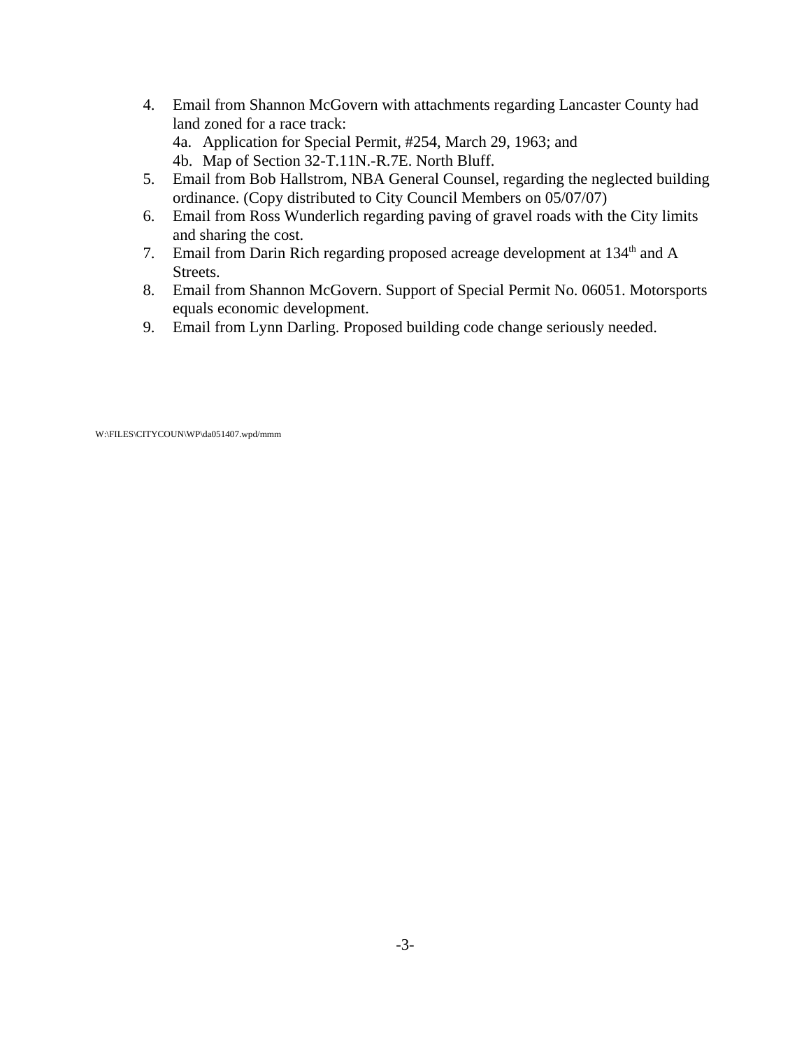4. Email from Shannon McGovern with attachments regarding Lancaster County had land zoned for a race track:
   4a. Application for Special Permit, #254, March 29, 1963; and
   4b. Map of Section 32-T.11N.-R.7E. North Bluff.
5. Email from Bob Hallstrom, NBA General Counsel, regarding the neglected building ordinance. (Copy distributed to City Council Members on 05/07/07)
6. Email from Ross Wunderlich regarding paving of gravel roads with the City limits and sharing the cost.
7. Email from Darin Rich regarding proposed acreage development at 134th and A Streets.
8. Email from Shannon McGovern. Support of Special Permit No. 06051. Motorsports equals economic development.
9. Email from Lynn Darling. Proposed building code change seriously needed.

W:\FILES\CITYCOUN\WP\da051407.wpd/mmm